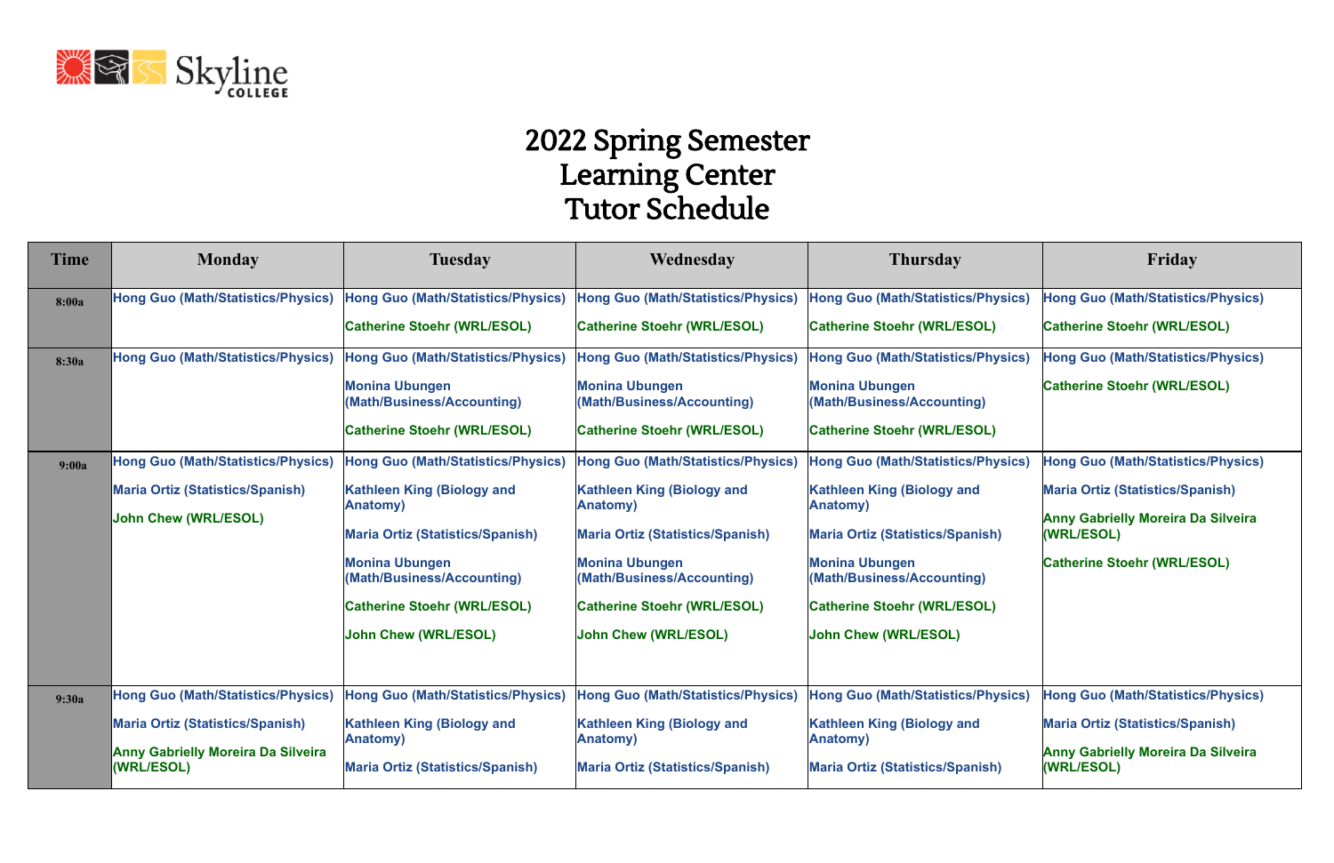Skyline College

# 2022 Spring Semester Learning Center Tutor Schedule

| Time | Monday | Tuesday | Wednesday | Thursday | Friday |
|---|---|---|---|---|---|
| 8:00a | Hong Guo (Math/Statistics/Physics) | Hong Guo (Math/Statistics/Physics)<br>Catherine Stoehr (WRL/ESOL) | Hong Guo (Math/Statistics/Physics)<br>Catherine Stoehr (WRL/ESOL) | Hong Guo (Math/Statistics/Physics)<br>Catherine Stoehr (WRL/ESOL) | Hong Guo (Math/Statistics/Physics)<br>Catherine Stoehr (WRL/ESOL) |
| 8:30a | Hong Guo (Math/Statistics/Physics) | Hong Guo (Math/Statistics/Physics)<br>Monina Ubungen (Math/Business/Accounting)<br>Catherine Stoehr (WRL/ESOL) | Hong Guo (Math/Statistics/Physics)<br>Monina Ubungen (Math/Business/Accounting)<br>Catherine Stoehr (WRL/ESOL) | Hong Guo (Math/Statistics/Physics)<br>Monina Ubungen (Math/Business/Accounting)<br>Catherine Stoehr (WRL/ESOL) | Hong Guo (Math/Statistics/Physics)<br>Catherine Stoehr (WRL/ESOL) |
| 9:00a | Hong Guo (Math/Statistics/Physics)<br>Maria Ortiz (Statistics/Spanish)<br>John Chew (WRL/ESOL) | Hong Guo (Math/Statistics/Physics)<br>Kathleen King (Biology and Anatomy)<br>Maria Ortiz (Statistics/Spanish)<br>Monina Ubungen (Math/Business/Accounting)<br>Catherine Stoehr (WRL/ESOL)<br>John Chew (WRL/ESOL) | Hong Guo (Math/Statistics/Physics)<br>Kathleen King (Biology and Anatomy)<br>Maria Ortiz (Statistics/Spanish)<br>Monina Ubungen (Math/Business/Accounting)<br>Catherine Stoehr (WRL/ESOL)<br>John Chew (WRL/ESOL) | Hong Guo (Math/Statistics/Physics)<br>Kathleen King (Biology and Anatomy)<br>Maria Ortiz (Statistics/Spanish)<br>Monina Ubungen (Math/Business/Accounting)<br>Catherine Stoehr (WRL/ESOL)<br>John Chew (WRL/ESOL) | Hong Guo (Math/Statistics/Physics)<br>Maria Ortiz (Statistics/Spanish)<br>Anny Gabrielly Moreira Da Silveira (WRL/ESOL)<br>Catherine Stoehr (WRL/ESOL) |
| 9:30a | Hong Guo (Math/Statistics/Physics)<br>Maria Ortiz (Statistics/Spanish)<br>Anny Gabrielly Moreira Da Silveira (WRL/ESOL) | Hong Guo (Math/Statistics/Physics)<br>Kathleen King (Biology and Anatomy)<br>Maria Ortiz (Statistics/Spanish) | Hong Guo (Math/Statistics/Physics)<br>Kathleen King (Biology and Anatomy)<br>Maria Ortiz (Statistics/Spanish) | Hong Guo (Math/Statistics/Physics)<br>Kathleen King (Biology and Anatomy)<br>Maria Ortiz (Statistics/Spanish) | Hong Guo (Math/Statistics/Physics)<br>Maria Ortiz (Statistics/Spanish)<br>Anny Gabrielly Moreira Da Silveira (WRL/ESOL) |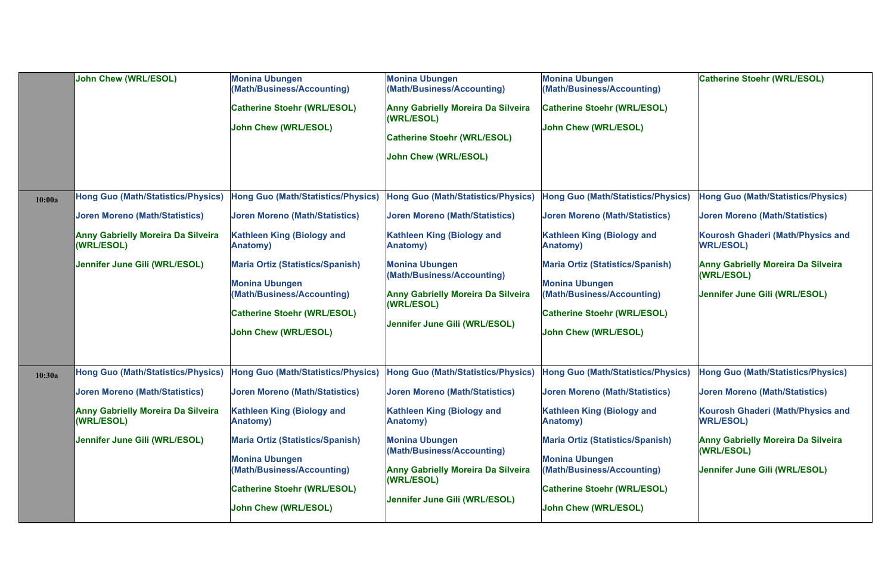| | | | | | |
|---|---|---|---|---|---|
| | John Chew (WRL/ESOL) | Monina Ubungen (Math/Business/Accounting)<br><br>Catherine Stoehr (WRL/ESOL)<br><br>John Chew (WRL/ESOL) | Monina Ubungen (Math/Business/Accounting)<br><br>Anny Gabrielly Moreira Da Silveira (WRL/ESOL)<br><br>Catherine Stoehr (WRL/ESOL)<br><br>John Chew (WRL/ESOL) | Monina Ubungen (Math/Business/Accounting)<br><br>Catherine Stoehr (WRL/ESOL)<br><br>John Chew (WRL/ESOL) | Catherine Stoehr (WRL/ESOL) |
| 10:00a | Hong Guo (Math/Statistics/Physics)<br><br>Joren Moreno (Math/Statistics)<br><br>Anny Gabrielly Moreira Da Silveira (WRL/ESOL)<br><br>Jennifer June Gili (WRL/ESOL) | Hong Guo (Math/Statistics/Physics)<br><br>Joren Moreno (Math/Statistics)<br><br>Kathleen King (Biology and Anatomy)<br><br>Maria Ortiz (Statistics/Spanish)<br><br>Monina Ubungen (Math/Business/Accounting)<br><br>Catherine Stoehr (WRL/ESOL)<br><br>John Chew (WRL/ESOL) | Hong Guo (Math/Statistics/Physics)<br><br>Joren Moreno (Math/Statistics)<br><br>Kathleen King (Biology and Anatomy)<br><br>Monina Ubungen (Math/Business/Accounting)<br><br>Anny Gabrielly Moreira Da Silveira (WRL/ESOL)<br><br>Jennifer June Gili (WRL/ESOL) | Hong Guo (Math/Statistics/Physics)<br><br>Joren Moreno (Math/Statistics)<br><br>Kathleen King (Biology and Anatomy)<br><br>Maria Ortiz (Statistics/Spanish)<br><br>Monina Ubungen (Math/Business/Accounting)<br><br>Catherine Stoehr (WRL/ESOL)<br><br>John Chew (WRL/ESOL) | Hong Guo (Math/Statistics/Physics)<br><br>Joren Moreno (Math/Statistics)<br><br>Kourosh Ghaderi (Math/Physics and WRL/ESOL)<br><br>Anny Gabrielly Moreira Da Silveira (WRL/ESOL)<br><br>Jennifer June Gili (WRL/ESOL) |
| 10:30a | Hong Guo (Math/Statistics/Physics)<br><br>Joren Moreno (Math/Statistics)<br><br>Anny Gabrielly Moreira Da Silveira (WRL/ESOL)<br><br>Jennifer June Gili (WRL/ESOL) | Hong Guo (Math/Statistics/Physics)<br><br>Joren Moreno (Math/Statistics)<br><br>Kathleen King (Biology and Anatomy)<br><br>Maria Ortiz (Statistics/Spanish)<br><br>Monina Ubungen (Math/Business/Accounting)<br><br>Catherine Stoehr (WRL/ESOL)<br><br>John Chew (WRL/ESOL) | Hong Guo (Math/Statistics/Physics)<br><br>Joren Moreno (Math/Statistics)<br><br>Kathleen King (Biology and Anatomy)<br><br>Monina Ubungen (Math/Business/Accounting)<br><br>Anny Gabrielly Moreira Da Silveira (WRL/ESOL)<br><br>Jennifer June Gili (WRL/ESOL) | Hong Guo (Math/Statistics/Physics)<br><br>Joren Moreno (Math/Statistics)<br><br>Kathleen King (Biology and Anatomy)<br><br>Maria Ortiz (Statistics/Spanish)<br><br>Monina Ubungen (Math/Business/Accounting)<br><br>Catherine Stoehr (WRL/ESOL)<br><br>John Chew (WRL/ESOL) | Hong Guo (Math/Statistics/Physics)<br><br>Joren Moreno (Math/Statistics)<br><br>Kourosh Ghaderi (Math/Physics and WRL/ESOL)<br><br>Anny Gabrielly Moreira Da Silveira (WRL/ESOL)<br><br>Jennifer June Gili (WRL/ESOL) |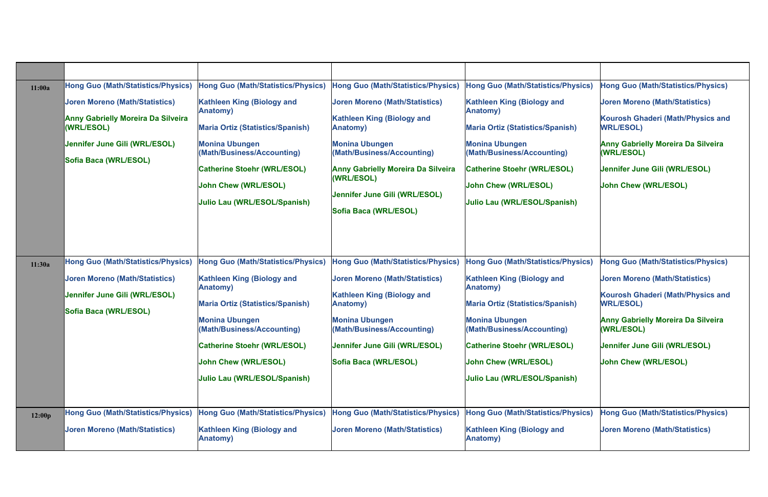| | | | | | |
|---|---|---|---|---|---|
| 11:00a | Hong Guo (Math/Statistics/Physics)<br><br>Joren Moreno (Math/Statistics)<br><br>Anny Gabrielly Moreira Da Silveira (WRL/ESOL)<br><br>Jennifer June Gili (WRL/ESOL)<br><br>Sofia Baca (WRL/ESOL) | Hong Guo (Math/Statistics/Physics)<br><br>Kathleen King (Biology and Anatomy)<br><br>Maria Ortiz (Statistics/Spanish)<br><br>Monina Ubungen (Math/Business/Accounting)<br><br>Catherine Stoehr (WRL/ESOL)<br><br>John Chew (WRL/ESOL)<br><br>Julio Lau (WRL/ESOL/Spanish) | Hong Guo (Math/Statistics/Physics)<br><br>Joren Moreno (Math/Statistics)<br><br>Kathleen King (Biology and Anatomy)<br><br>Monina Ubungen (Math/Business/Accounting)<br><br>Anny Gabrielly Moreira Da Silveira (WRL/ESOL)<br><br>Jennifer June Gili (WRL/ESOL)<br><br>Sofia Baca (WRL/ESOL) | Hong Guo (Math/Statistics/Physics)<br><br>Kathleen King (Biology and Anatomy)<br><br>Maria Ortiz (Statistics/Spanish)<br><br>Monina Ubungen (Math/Business/Accounting)<br><br>Catherine Stoehr (WRL/ESOL)<br><br>John Chew (WRL/ESOL)<br><br>Julio Lau (WRL/ESOL/Spanish) | Hong Guo (Math/Statistics/Physics)<br><br>Joren Moreno (Math/Statistics)<br><br>Kourosh Ghaderi (Math/Physics and WRL/ESOL)<br><br>Anny Gabrielly Moreira Da Silveira (WRL/ESOL)<br><br>Jennifer June Gili (WRL/ESOL)<br><br>John Chew (WRL/ESOL) |
| 11:30a | Hong Guo (Math/Statistics/Physics)<br><br>Joren Moreno (Math/Statistics)<br><br>Jennifer June Gili (WRL/ESOL)<br><br>Sofia Baca (WRL/ESOL) | Hong Guo (Math/Statistics/Physics)<br><br>Kathleen King (Biology and Anatomy)<br><br>Maria Ortiz (Statistics/Spanish)<br><br>Monina Ubungen (Math/Business/Accounting)<br><br>Catherine Stoehr (WRL/ESOL)<br><br>John Chew (WRL/ESOL)<br><br>Julio Lau (WRL/ESOL/Spanish) | Hong Guo (Math/Statistics/Physics)<br><br>Joren Moreno (Math/Statistics)<br><br>Kathleen King (Biology and Anatomy)<br><br>Monina Ubungen (Math/Business/Accounting)<br><br>Jennifer June Gili (WRL/ESOL)<br><br>Sofia Baca (WRL/ESOL) | Hong Guo (Math/Statistics/Physics)<br><br>Kathleen King (Biology and Anatomy)<br><br>Maria Ortiz (Statistics/Spanish)<br><br>Monina Ubungen (Math/Business/Accounting)<br><br>Catherine Stoehr (WRL/ESOL)<br><br>John Chew (WRL/ESOL)<br><br>Julio Lau (WRL/ESOL/Spanish) | Hong Guo (Math/Statistics/Physics)<br><br>Joren Moreno (Math/Statistics)<br><br>Kourosh Ghaderi (Math/Physics and WRL/ESOL)<br><br>Anny Gabrielly Moreira Da Silveira (WRL/ESOL)<br><br>Jennifer June Gili (WRL/ESOL)<br><br>John Chew (WRL/ESOL) |
| 12:00p | Hong Guo (Math/Statistics/Physics)<br><br>Joren Moreno (Math/Statistics) | Hong Guo (Math/Statistics/Physics)<br><br>Kathleen King (Biology and Anatomy) | Hong Guo (Math/Statistics/Physics)<br><br>Joren Moreno (Math/Statistics) | Hong Guo (Math/Statistics/Physics)<br><br>Kathleen King (Biology and Anatomy) | Hong Guo (Math/Statistics/Physics)<br><br>Joren Moreno (Math/Statistics) |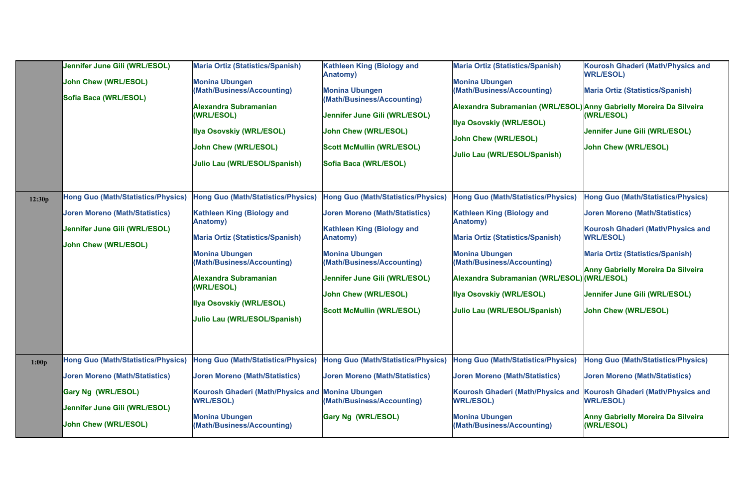| | | | | | |
|---|---|---|---|---|---|
| | Jennifer June Gili (WRL/ESOL)<br><br>John Chew (WRL/ESOL)<br><br>Sofia Baca (WRL/ESOL) | Maria Ortiz (Statistics/Spanish)<br><br>Monina Ubungen (Math/Business/Accounting)<br><br>Alexandra Subramanian (WRL/ESOL)<br><br>Ilya Osovskiy (WRL/ESOL)<br><br>John Chew (WRL/ESOL)<br><br>Julio Lau (WRL/ESOL/Spanish) | Kathleen King (Biology and Anatomy)<br><br>Monina Ubungen (Math/Business/Accounting)<br><br>Jennifer June Gili (WRL/ESOL)<br><br>John Chew (WRL/ESOL)<br><br>Scott McMullin (WRL/ESOL)<br><br>Sofia Baca (WRL/ESOL) | Maria Ortiz (Statistics/Spanish)<br><br>Monina Ubungen (Math/Business/Accounting)<br><br>Alexandra Subramanian (WRL/ESOL)<br><br>Ilya Osovskiy (WRL/ESOL)<br><br>John Chew (WRL/ESOL)<br><br>Julio Lau (WRL/ESOL/Spanish) | Kourosh Ghaderi (Math/Physics and WRL/ESOL)<br><br>Maria Ortiz (Statistics/Spanish)<br><br>Anny Gabrielly Moreira Da Silveira (WRL/ESOL)<br><br>Jennifer June Gili (WRL/ESOL)<br><br>John Chew (WRL/ESOL) |
| 12:30p | Hong Guo (Math/Statistics/Physics)<br><br>Joren Moreno (Math/Statistics)<br><br>Jennifer June Gili (WRL/ESOL)<br><br>John Chew (WRL/ESOL) | Hong Guo (Math/Statistics/Physics)<br><br>Kathleen King (Biology and Anatomy)<br><br>Maria Ortiz (Statistics/Spanish)<br><br>Monina Ubungen (Math/Business/Accounting)<br><br>Alexandra Subramanian (WRL/ESOL)<br><br>Ilya Osovskiy (WRL/ESOL)<br><br>Julio Lau (WRL/ESOL/Spanish) | Hong Guo (Math/Statistics/Physics)<br><br>Joren Moreno (Math/Statistics)<br><br>Kathleen King (Biology and Anatomy)<br><br>Monina Ubungen (Math/Business/Accounting)<br><br>Jennifer June Gili (WRL/ESOL)<br><br>John Chew (WRL/ESOL)<br><br>Scott McMullin (WRL/ESOL) | Hong Guo (Math/Statistics/Physics)<br><br>Kathleen King (Biology and Anatomy)<br><br>Maria Ortiz (Statistics/Spanish)<br><br>Monina Ubungen (Math/Business/Accounting)<br><br>Alexandra Subramanian (WRL/ESOL)<br><br>Ilya Osovskiy (WRL/ESOL)<br><br>Julio Lau (WRL/ESOL/Spanish) | Hong Guo (Math/Statistics/Physics)<br><br>Joren Moreno (Math/Statistics)<br><br>Kourosh Ghaderi (Math/Physics and WRL/ESOL)<br><br>Maria Ortiz (Statistics/Spanish)<br><br>Anny Gabrielly Moreira Da Silveira (WRL/ESOL)<br><br>Jennifer June Gili (WRL/ESOL)<br><br>John Chew (WRL/ESOL) |
| 1:00p | Hong Guo (Math/Statistics/Physics)<br><br>Joren Moreno (Math/Statistics)<br><br>Gary Ng (WRL/ESOL)<br><br>Jennifer June Gili (WRL/ESOL)<br><br>John Chew (WRL/ESOL) | Hong Guo (Math/Statistics/Physics)<br><br>Joren Moreno (Math/Statistics)<br><br>Kourosh Ghaderi (Math/Physics and WRL/ESOL)<br><br>Monina Ubungen (Math/Business/Accounting) | Hong Guo (Math/Statistics/Physics)<br><br>Joren Moreno (Math/Statistics)<br><br>Monina Ubungen (Math/Business/Accounting)<br><br>Gary Ng (WRL/ESOL) | Hong Guo (Math/Statistics/Physics)<br><br>Joren Moreno (Math/Statistics)<br><br>Kourosh Ghaderi (Math/Physics and WRL/ESOL)<br><br>Monina Ubungen (Math/Business/Accounting) | Hong Guo (Math/Statistics/Physics)<br><br>Joren Moreno (Math/Statistics)<br><br>Kourosh Ghaderi (Math/Physics and WRL/ESOL)<br><br>Anny Gabrielly Moreira Da Silveira (WRL/ESOL) |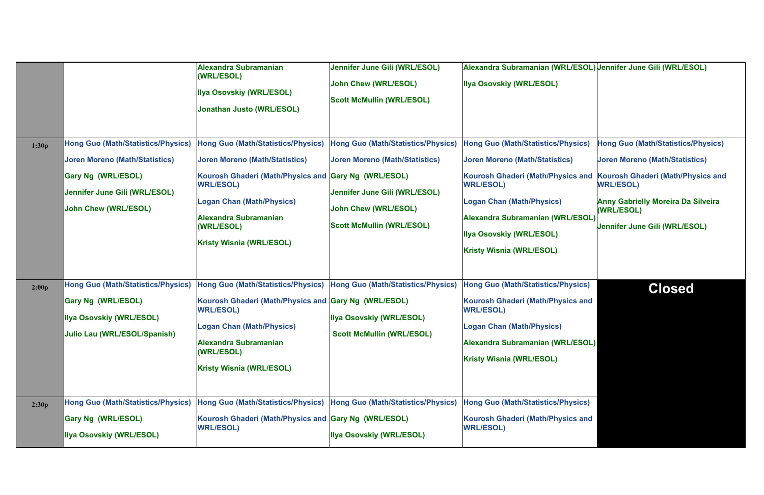| | | | | | |
|---|---|---|---|---|---|
| | | Alexandra Subramanian (WRL/ESOL)<br>Ilya Osovskiy (WRL/ESOL)<br>Jonathan Justo (WRL/ESOL) | Jennifer June Gili (WRL/ESOL)<br>John Chew (WRL/ESOL)<br>Scott McMullin (WRL/ESOL) | Alexandra Subramanian (WRL/ESOL)<br>Ilya Osovskiy (WRL/ESOL) | Jennifer June Gili (WRL/ESOL) |
| 1:30p | Hong Guo (Math/Statistics/Physics)<br>Joren Moreno (Math/Statistics)<br>Gary Ng (WRL/ESOL)<br>Jennifer June Gili (WRL/ESOL)<br>John Chew (WRL/ESOL) | Hong Guo (Math/Statistics/Physics)<br>Joren Moreno (Math/Statistics)<br>Kourosh Ghaderi (Math/Physics and WRL/ESOL)<br>Logan Chan (Math/Physics)<br>Alexandra Subramanian (WRL/ESOL)<br>Kristy Wisnia (WRL/ESOL) | Hong Guo (Math/Statistics/Physics)<br>Joren Moreno (Math/Statistics)<br>Gary Ng (WRL/ESOL)<br>Jennifer June Gili (WRL/ESOL)<br>John Chew (WRL/ESOL)<br>Scott McMullin (WRL/ESOL) | Hong Guo (Math/Statistics/Physics)<br>Joren Moreno (Math/Statistics)<br>Kourosh Ghaderi (Math/Physics and WRL/ESOL)<br>Logan Chan (Math/Physics)<br>Alexandra Subramanian (WRL/ESOL)<br>Ilya Osovskiy (WRL/ESOL)<br>Kristy Wisnia (WRL/ESOL) | Hong Guo (Math/Statistics/Physics)<br>Joren Moreno (Math/Statistics)<br>Kourosh Ghaderi (Math/Physics and WRL/ESOL)<br>Anny Gabrielly Moreira Da Silveira (WRL/ESOL)<br>Jennifer June Gili (WRL/ESOL) |
| 2:00p | Hong Guo (Math/Statistics/Physics)<br>Gary Ng (WRL/ESOL)<br>Ilya Osovskiy (WRL/ESOL)<br>Julio Lau (WRL/ESOL/Spanish) | Hong Guo (Math/Statistics/Physics)<br>Kourosh Ghaderi (Math/Physics and WRL/ESOL)<br>Logan Chan (Math/Physics)<br>Alexandra Subramanian (WRL/ESOL)<br>Kristy Wisnia (WRL/ESOL) | Hong Guo (Math/Statistics/Physics)<br>Gary Ng (WRL/ESOL)<br>Ilya Osovskiy (WRL/ESOL)<br>Scott McMullin (WRL/ESOL) | Hong Guo (Math/Statistics/Physics)<br>Kourosh Ghaderi (Math/Physics and WRL/ESOL)<br>Logan Chan (Math/Physics)<br>Alexandra Subramanian (WRL/ESOL)<br>Kristy Wisnia (WRL/ESOL) | Closed |
| 2:30p | Hong Guo (Math/Statistics/Physics)<br>Gary Ng (WRL/ESOL)<br>Ilya Osovskiy (WRL/ESOL) | Hong Guo (Math/Statistics/Physics)<br>Kourosh Ghaderi (Math/Physics and WRL/ESOL) | Hong Guo (Math/Statistics/Physics)<br>Gary Ng (WRL/ESOL)<br>Ilya Osovskiy (WRL/ESOL) | Hong Guo (Math/Statistics/Physics)<br>Kourosh Ghaderi (Math/Physics and WRL/ESOL) | |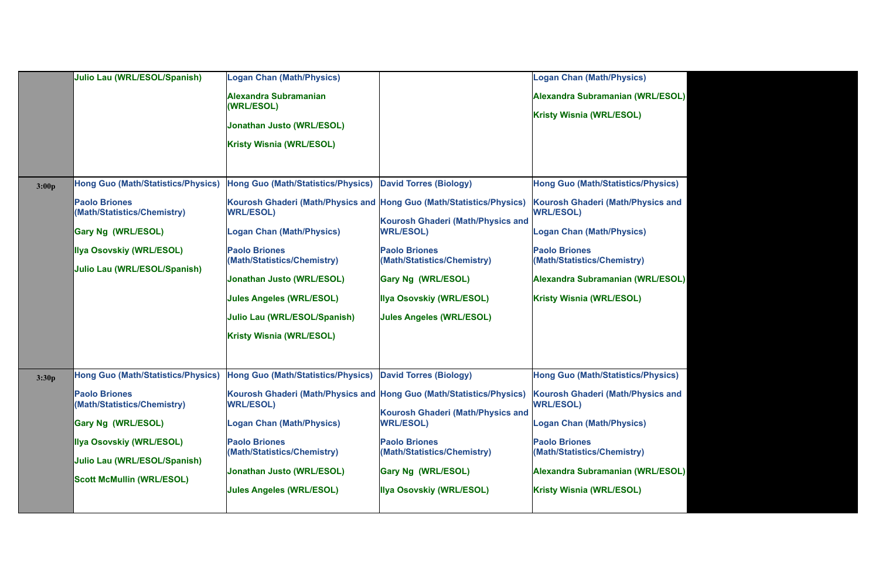| | | | | | |
|---|---|---|---|---|---|
| | Julio Lau (WRL/ESOL/Spanish) | Logan Chan (Math/Physics)<br><br>Alexandra Subramanian (WRL/ESOL)<br><br>Jonathan Justo (WRL/ESOL)<br><br>Kristy Wisnia (WRL/ESOL) | | Logan Chan (Math/Physics)<br><br>Alexandra Subramanian (WRL/ESOL)<br><br>Kristy Wisnia (WRL/ESOL) | |
| 3:00p | Hong Guo (Math/Statistics/Physics)<br><br>Paolo Briones (Math/Statistics/Chemistry)<br><br>Gary Ng (WRL/ESOL)<br><br>Ilya Osovskiy (WRL/ESOL)<br><br>Julio Lau (WRL/ESOL/Spanish) | Hong Guo (Math/Statistics/Physics)<br><br>Kourosh Ghaderi (Math/Physics and WRL/ESOL)<br><br>Logan Chan (Math/Physics)<br><br>Paolo Briones (Math/Statistics/Chemistry)<br><br>Jonathan Justo (WRL/ESOL)<br><br>Jules Angeles (WRL/ESOL)<br><br>Julio Lau (WRL/ESOL/Spanish)<br><br>Kristy Wisnia (WRL/ESOL) | David Torres (Biology)<br><br>Hong Guo (Math/Statistics/Physics)<br><br>Kourosh Ghaderi (Math/Physics and WRL/ESOL)<br><br>Paolo Briones (Math/Statistics/Chemistry)<br><br>Gary Ng (WRL/ESOL)<br><br>Ilya Osovskiy (WRL/ESOL)<br><br>Jules Angeles (WRL/ESOL) | Hong Guo (Math/Statistics/Physics)<br><br>Kourosh Ghaderi (Math/Physics and WRL/ESOL)<br><br>Logan Chan (Math/Physics)<br><br>Paolo Briones (Math/Statistics/Chemistry)<br><br>Alexandra Subramanian (WRL/ESOL)<br><br>Kristy Wisnia (WRL/ESOL) | |
| 3:30p | Hong Guo (Math/Statistics/Physics)<br><br>Paolo Briones (Math/Statistics/Chemistry)<br><br>Gary Ng (WRL/ESOL)<br><br>Ilya Osovskiy (WRL/ESOL)<br><br>Julio Lau (WRL/ESOL/Spanish)<br><br>Scott McMullin (WRL/ESOL) | Hong Guo (Math/Statistics/Physics)<br><br>Kourosh Ghaderi (Math/Physics and WRL/ESOL)<br><br>Logan Chan (Math/Physics)<br><br>Paolo Briones (Math/Statistics/Chemistry)<br><br>Jonathan Justo (WRL/ESOL)<br><br>Jules Angeles (WRL/ESOL) | David Torres (Biology)<br><br>Hong Guo (Math/Statistics/Physics)<br><br>Kourosh Ghaderi (Math/Physics and WRL/ESOL)<br><br>Paolo Briones (Math/Statistics/Chemistry)<br><br>Gary Ng (WRL/ESOL)<br><br>Ilya Osovskiy (WRL/ESOL) | Hong Guo (Math/Statistics/Physics)<br><br>Kourosh Ghaderi (Math/Physics and WRL/ESOL)<br><br>Logan Chan (Math/Physics)<br><br>Paolo Briones (Math/Statistics/Chemistry)<br><br>Alexandra Subramanian (WRL/ESOL)<br><br>Kristy Wisnia (WRL/ESOL) | |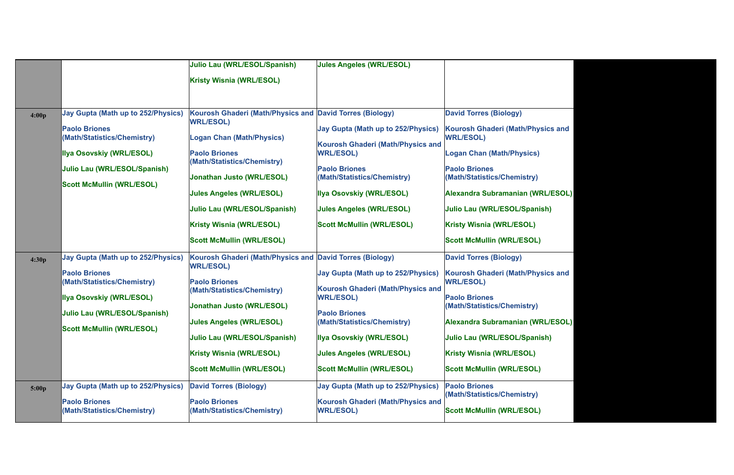| | | | | | |
|---|---|---|---|---|---|
| | | Julio Lau (WRL/ESOL/Spanish)<br><br>Kristy Wisnia (WRL/ESOL) | Jules Angeles (WRL/ESOL) | | |
| 4:00p | Jay Gupta (Math up to 252/Physics)<br><br>Paolo Briones (Math/Statistics/Chemistry)<br><br>Ilya Osovskiy (WRL/ESOL)<br><br>Julio Lau (WRL/ESOL/Spanish)<br><br>Scott McMullin (WRL/ESOL) | Kourosh Ghaderi (Math/Physics and WRL/ESOL)<br><br>Logan Chan (Math/Physics)<br><br>Paolo Briones (Math/Statistics/Chemistry)<br><br>Jonathan Justo (WRL/ESOL)<br><br>Jules Angeles (WRL/ESOL)<br><br>Julio Lau (WRL/ESOL/Spanish)<br><br>Kristy Wisnia (WRL/ESOL)<br><br>Scott McMullin (WRL/ESOL) | David Torres (Biology)<br><br>Jay Gupta (Math up to 252/Physics)<br><br>Kourosh Ghaderi (Math/Physics and WRL/ESOL)<br><br>Paolo Briones (Math/Statistics/Chemistry)<br><br>Ilya Osovskiy (WRL/ESOL)<br><br>Jules Angeles (WRL/ESOL)<br><br>Scott McMullin (WRL/ESOL) | David Torres (Biology)<br><br>Kourosh Ghaderi (Math/Physics and WRL/ESOL)<br><br>Logan Chan (Math/Physics)<br><br>Paolo Briones (Math/Statistics/Chemistry)<br><br>Alexandra Subramanian (WRL/ESOL)<br><br>Julio Lau (WRL/ESOL/Spanish)<br><br>Kristy Wisnia (WRL/ESOL)<br><br>Scott McMullin (WRL/ESOL) | |
| 4:30p | Jay Gupta (Math up to 252/Physics)<br><br>Paolo Briones (Math/Statistics/Chemistry)<br><br>Ilya Osovskiy (WRL/ESOL)<br><br>Julio Lau (WRL/ESOL/Spanish)<br><br>Scott McMullin (WRL/ESOL) | Kourosh Ghaderi (Math/Physics and WRL/ESOL)<br><br>Paolo Briones (Math/Statistics/Chemistry)<br><br>Jonathan Justo (WRL/ESOL)<br><br>Jules Angeles (WRL/ESOL)<br><br>Julio Lau (WRL/ESOL/Spanish)<br><br>Kristy Wisnia (WRL/ESOL)<br><br>Scott McMullin (WRL/ESOL) | David Torres (Biology)<br><br>Jay Gupta (Math up to 252/Physics)<br><br>Kourosh Ghaderi (Math/Physics and WRL/ESOL)<br><br>Paolo Briones (Math/Statistics/Chemistry)<br><br>Ilya Osovskiy (WRL/ESOL)<br><br>Jules Angeles (WRL/ESOL)<br><br>Scott McMullin (WRL/ESOL) | David Torres (Biology)<br><br>Kourosh Ghaderi (Math/Physics and WRL/ESOL)<br><br>Paolo Briones (Math/Statistics/Chemistry)<br><br>Alexandra Subramanian (WRL/ESOL)<br><br>Julio Lau (WRL/ESOL/Spanish)<br><br>Kristy Wisnia (WRL/ESOL)<br><br>Scott McMullin (WRL/ESOL) | |
| 5:00p | Jay Gupta (Math up to 252/Physics)<br><br>Paolo Briones (Math/Statistics/Chemistry) | David Torres (Biology)<br><br>Paolo Briones (Math/Statistics/Chemistry) | Jay Gupta (Math up to 252/Physics)<br><br>Kourosh Ghaderi (Math/Physics and WRL/ESOL) | Paolo Briones (Math/Statistics/Chemistry)<br><br>Scott McMullin (WRL/ESOL) | |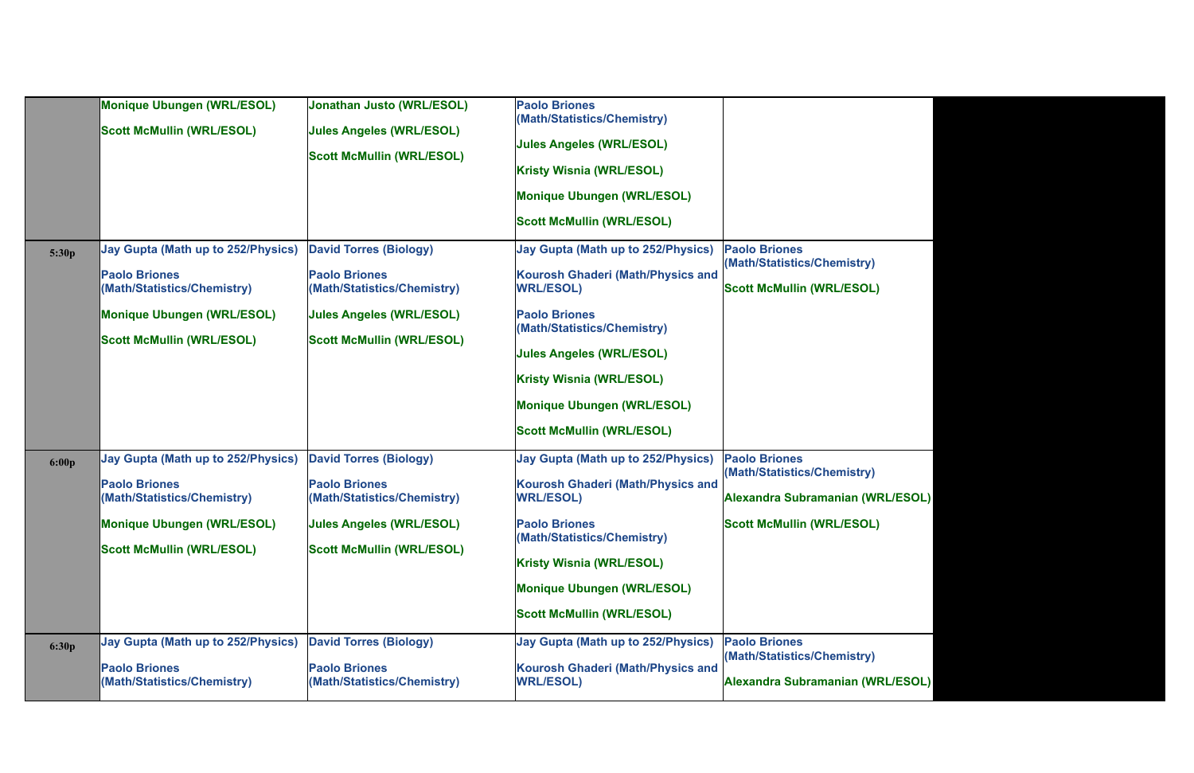| | | | | | |
|---|---|---|---|---|---|
| | Monique Ubungen (WRL/ESOL)<br><br>Scott McMullin (WRL/ESOL) | Jonathan Justo (WRL/ESOL)<br><br>Jules Angeles (WRL/ESOL)<br><br>Scott McMullin (WRL/ESOL) | Paolo Briones (Math/Statistics/Chemistry)<br><br>Jules Angeles (WRL/ESOL)<br><br>Kristy Wisnia (WRL/ESOL)<br><br>Monique Ubungen (WRL/ESOL)<br><br>Scott McMullin (WRL/ESOL) | | |
| 5:30p | Jay Gupta (Math up to 252/Physics)<br><br>Paolo Briones (Math/Statistics/Chemistry)<br><br>Monique Ubungen (WRL/ESOL)<br><br>Scott McMullin (WRL/ESOL) | David Torres (Biology)<br><br>Paolo Briones (Math/Statistics/Chemistry)<br><br>Jules Angeles (WRL/ESOL)<br><br>Scott McMullin (WRL/ESOL) | Jay Gupta (Math up to 252/Physics)<br><br>Kourosh Ghaderi (Math/Physics and WRL/ESOL)<br><br>Paolo Briones (Math/Statistics/Chemistry)<br><br>Jules Angeles (WRL/ESOL)<br><br>Kristy Wisnia (WRL/ESOL)<br><br>Monique Ubungen (WRL/ESOL)<br><br>Scott McMullin (WRL/ESOL) | Paolo Briones (Math/Statistics/Chemistry)<br><br>Scott McMullin (WRL/ESOL) | |
| 6:00p | Jay Gupta (Math up to 252/Physics)<br><br>Paolo Briones (Math/Statistics/Chemistry)<br><br>Monique Ubungen (WRL/ESOL)<br><br>Scott McMullin (WRL/ESOL) | David Torres (Biology)<br><br>Paolo Briones (Math/Statistics/Chemistry)<br><br>Jules Angeles (WRL/ESOL)<br><br>Scott McMullin (WRL/ESOL) | Jay Gupta (Math up to 252/Physics)<br><br>Kourosh Ghaderi (Math/Physics and WRL/ESOL)<br><br>Paolo Briones (Math/Statistics/Chemistry)<br><br>Kristy Wisnia (WRL/ESOL)<br><br>Monique Ubungen (WRL/ESOL)<br><br>Scott McMullin (WRL/ESOL) | Paolo Briones (Math/Statistics/Chemistry)<br><br>Alexandra Subramanian (WRL/ESOL)<br><br>Scott McMullin (WRL/ESOL) | |
| 6:30p | Jay Gupta (Math up to 252/Physics)<br><br>Paolo Briones (Math/Statistics/Chemistry) | David Torres (Biology)<br><br>Paolo Briones (Math/Statistics/Chemistry) | Jay Gupta (Math up to 252/Physics)<br><br>Kourosh Ghaderi (Math/Physics and WRL/ESOL) | Paolo Briones (Math/Statistics/Chemistry)<br><br>Alexandra Subramanian (WRL/ESOL) | |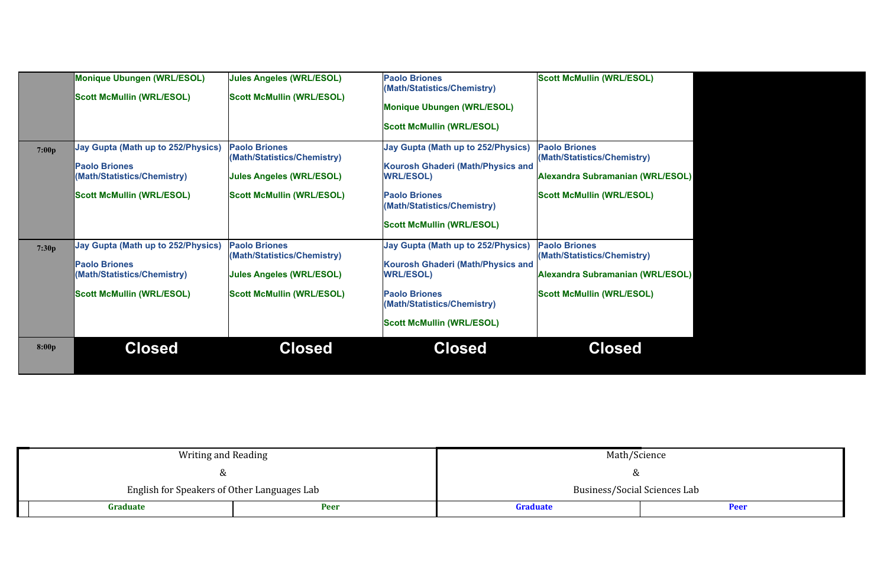| | | | | | |
|---|---|---|---|---|---|
| | Monique Ubungen (WRL/ESOL)<br><br>Scott McMullin (WRL/ESOL) | Jules Angeles (WRL/ESOL)<br><br>Scott McMullin (WRL/ESOL) | Paolo Briones (Math/Statistics/Chemistry)<br><br>Monique Ubungen (WRL/ESOL)<br><br>Scott McMullin (WRL/ESOL) | Scott McMullin (WRL/ESOL) | |
| 7:00p | Jay Gupta (Math up to 252/Physics)<br><br>Paolo Briones (Math/Statistics/Chemistry)<br><br>Scott McMullin (WRL/ESOL) | Paolo Briones (Math/Statistics/Chemistry)<br><br>Jules Angeles (WRL/ESOL)<br><br>Scott McMullin (WRL/ESOL) | Jay Gupta (Math up to 252/Physics)<br><br>Kourosh Ghaderi (Math/Physics and WRL/ESOL)<br><br>Paolo Briones (Math/Statistics/Chemistry)<br><br>Scott McMullin (WRL/ESOL) | Paolo Briones (Math/Statistics/Chemistry)<br><br>Alexandra Subramanian (WRL/ESOL)<br><br>Scott McMullin (WRL/ESOL) | |
| 7:30p | Jay Gupta (Math up to 252/Physics)<br><br>Paolo Briones (Math/Statistics/Chemistry)<br><br>Scott McMullin (WRL/ESOL) | Paolo Briones (Math/Statistics/Chemistry)<br><br>Jules Angeles (WRL/ESOL)<br><br>Scott McMullin (WRL/ESOL) | Jay Gupta (Math up to 252/Physics)<br><br>Kourosh Ghaderi (Math/Physics and WRL/ESOL)<br><br>Paolo Briones (Math/Statistics/Chemistry)<br><br>Scott McMullin (WRL/ESOL) | Paolo Briones (Math/Statistics/Chemistry)<br><br>Alexandra Subramanian (WRL/ESOL)<br><br>Scott McMullin (WRL/ESOL) | |
| 8:00p | **Closed** | **Closed** | **Closed** | **Closed** | |

| Writing and Reading & English for Speakers of Other Languages Lab | | Math/Science & Business/Social Sciences Lab | |
|---|---|---|---|
| **Graduate** | **Peer** | **Graduate** | **Peer** |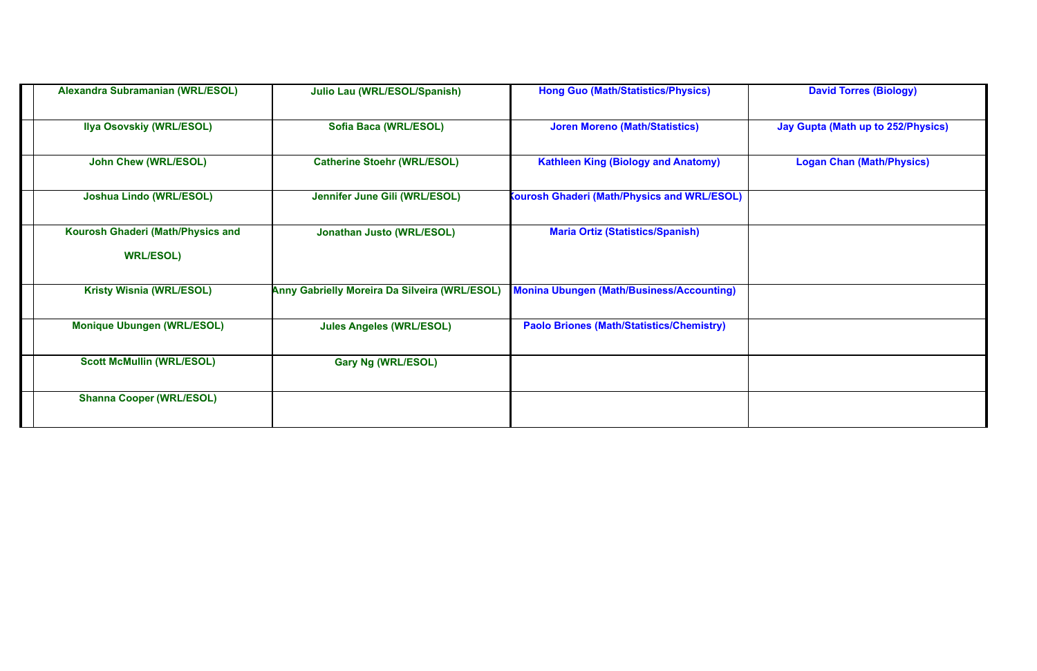| | | | |
|---|---|---|---|
| **Alexandra Subramanian (WRL/ESOL)** | **Julio Lau (WRL/ESOL/Spanish)** | **Hong Guo (Math/Statistics/Physics)** | **David Torres (Biology)** |
| **Ilya Osovskiy (WRL/ESOL)** | **Sofia Baca (WRL/ESOL)** | **Joren Moreno (Math/Statistics)** | **Jay Gupta (Math up to 252/Physics)** |
| **John Chew (WRL/ESOL)** | **Catherine Stoehr (WRL/ESOL)** | **Kathleen King (Biology and Anatomy)** | **Logan Chan (Math/Physics)** |
| **Joshua Lindo (WRL/ESOL)** | **Jennifer June Gili (WRL/ESOL)** | **Kourosh Ghaderi (Math/Physics and WRL/ESOL)** | |
| **Kourosh Ghaderi (Math/Physics and WRL/ESOL)** | **Jonathan Justo (WRL/ESOL)** | **Maria Ortiz (Statistics/Spanish)** | |
| **Kristy Wisnia (WRL/ESOL)** | **Anny Gabrielly Moreira Da Silveira (WRL/ESOL)** | **Monina Ubungen (Math/Business/Accounting)** | |
| **Monique Ubungen (WRL/ESOL)** | **Jules Angeles (WRL/ESOL)** | **Paolo Briones (Math/Statistics/Chemistry)** | |
| **Scott McMullin (WRL/ESOL)** | **Gary Ng (WRL/ESOL)** | | |
| **Shanna Cooper (WRL/ESOL)** | | | |